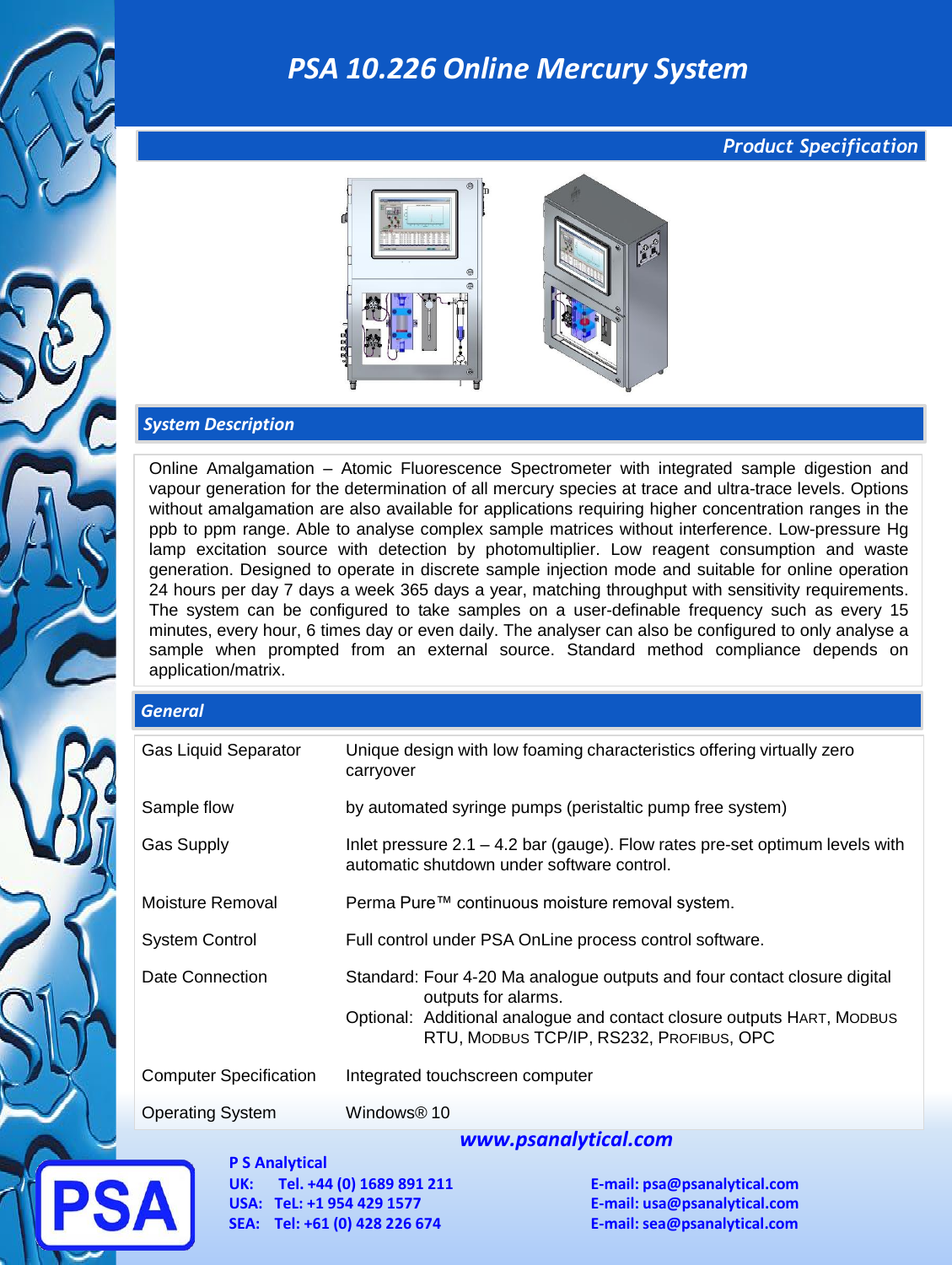# PSA 10.226 Online Mercury System

## Product Specification

### System Description

Online Amalgamation – Atomic Fluorescence Spectrometer with integrated sample digestion and vapour generation for the determination of all mercury species at trace and ultra-trace levels. Options without amalgamation are also available for applications requiring higher concentration ranges in the ppb to ppm range. Able to analyse complex sample matrices without interference. Low-pressure Hg lamp excitation source with detection by photomultiplier. Low reagent consumption and waste generation. Designed to operate in discrete sample injection mode and suitable for online operation 24 hours per day 7 days a week 365 days a year, matching throughput with sensitivity requirements. The system can be configured to take samples on a user-definable frequency such as every 15 minutes, every hour, 6 times day or even daily. The analyser can also be configured to only analyse a sample when prompted from an external source. Standard method compliance depends on application/matrix.

### General

| | |
|---|---|
| Gas Liquid Separator | Unique design with low foaming characteristics offering virtually zero carryover |
| Sample flow | by automated syringe pumps (peristaltic pump free system) |
| Gas Supply | Inlet pressure 2.1 – 4.2 bar (gauge). Flow rates pre-set optimum levels with automatic shutdown under software control. |
| Moisture Removal | Perma Pure™ continuous moisture removal system. |
| System Control | Full control under PSA OnLine process control software. |
| Date Connection | Standard: Four 4-20 Ma analogue outputs and four contact closure digital outputs for alarms.<br>Optional: Additional analogue and contact closure outputs HART, MODBUS RTU, MODBUS TCP/IP, RS232, PROFIBUS, OPC |
| Computer Specification | Integrated touchscreen computer |
| Operating System | Windows® 10 |

**www.psanalytical.com**

**P S Analytical**
**UK: Tel. +44 (0) 1689 891 211** — **E-mail: psa@psanalytical.com**
**USA: TeL: +1 954 429 1577** — **E-mail: usa@psanalytical.com**
**SEA: Tel: +61 (0) 428 226 674** — **E-mail: sea@psanalytical.com**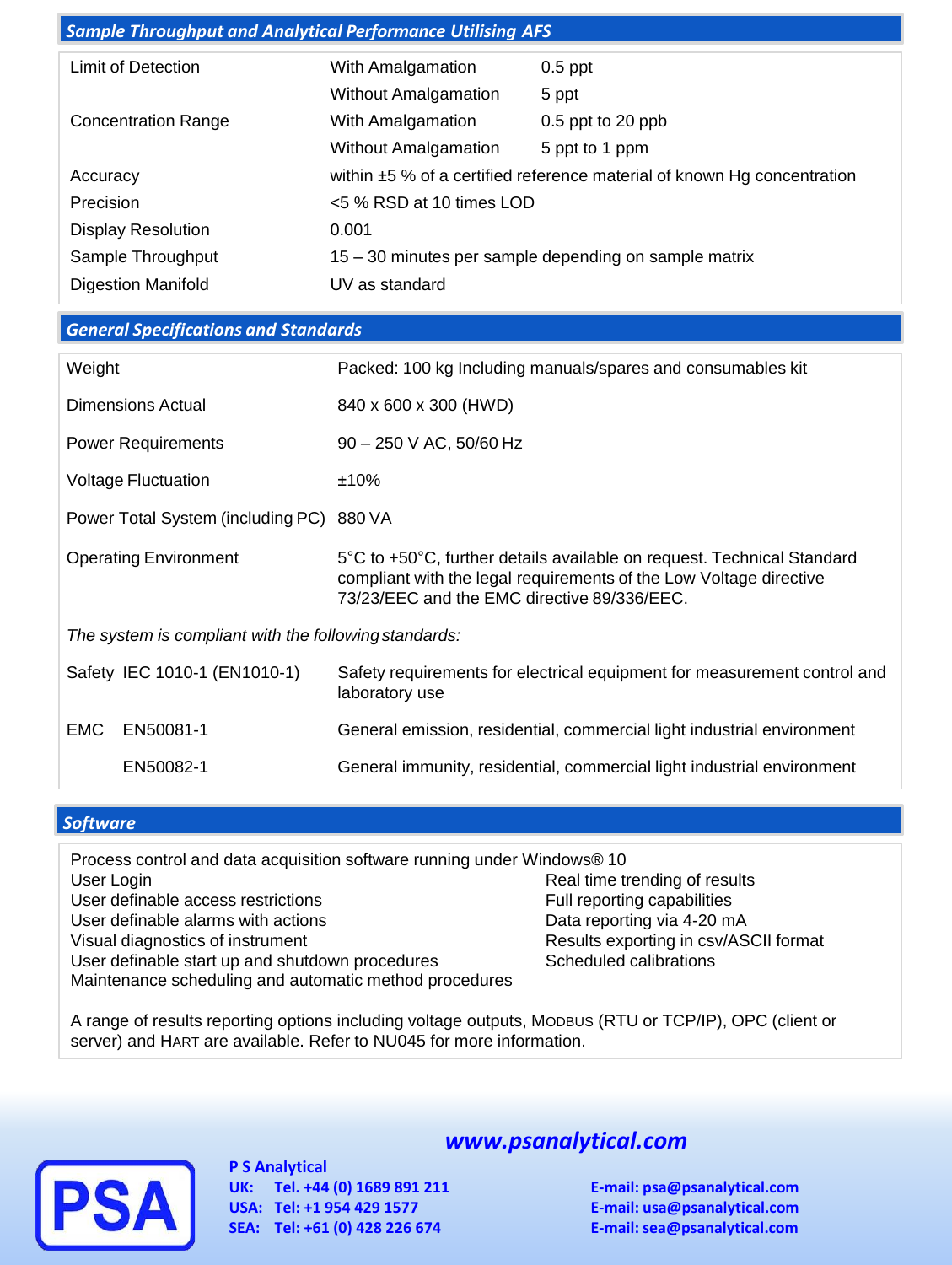## Sample Throughput and Analytical Performance Utilising AFS

| | | |
|---|---|---|
| Limit of Detection | With Amalgamation | 0.5 ppt |
| | Without Amalgamation | 5 ppt |
| Concentration Range | With Amalgamation | 0.5 ppt to 20 ppb |
| | Without Amalgamation | 5 ppt to 1 ppm |
| Accuracy | within ±5 % of a certified reference material of known Hg concentration | |
| Precision | <5 % RSD at 10 times LOD | |
| Display Resolution | 0.001 | |
| Sample Throughput | 15 – 30 minutes per sample depending on sample matrix | |
| Digestion Manifold | UV as standard | |

## General Specifications and Standards

| | |
|---|---|
| Weight | Packed: 100 kg Including manuals/spares and consumables kit |
| Dimensions Actual | 840 x 600 x 300 (HWD) |
| Power Requirements | 90 – 250 V AC, 50/60 Hz |
| Voltage Fluctuation | ±10% |
| Power Total System (including PC) | 880 VA |
| Operating Environment | 5°C to +50°C, further details available on request. Technical Standard compliant with the legal requirements of the Low Voltage directive 73/23/EEC and the EMC directive 89/336/EEC. |

*The system is compliant with the following standards:*

| | |
|---|---|
| Safety IEC 1010-1 (EN1010-1) | Safety requirements for electrical equipment for measurement control and laboratory use |
| EMC EN50081-1 | General emission, residential, commercial light industrial environment |
| EN50082-1 | General immunity, residential, commercial light industrial environment |

## Software

Process control and data acquisition software running under Windows® 10

- User Login
- User definable access restrictions
- User definable alarms with actions
- Visual diagnostics of instrument
- User definable start up and shutdown procedures
- Maintenance scheduling and automatic method procedures
- Real time trending of results
- Full reporting capabilities
- Data reporting via 4-20 mA
- Results exporting in csv/ASCII format
- Scheduled calibrations

A range of results reporting options including voltage outputs, MODBUS (RTU or TCP/IP), OPC (client or server) and HART are available. Refer to NU045 for more information.

**www.psanalytical.com**

**P S Analytical**
**UK: Tel. +44 (0) 1689 891 211** — **E-mail: psa@psanalytical.com**
**USA: Tel: +1 954 429 1577** — **E-mail: usa@psanalytical.com**
**SEA: Tel: +61 (0) 428 226 674** — **E-mail: sea@psanalytical.com**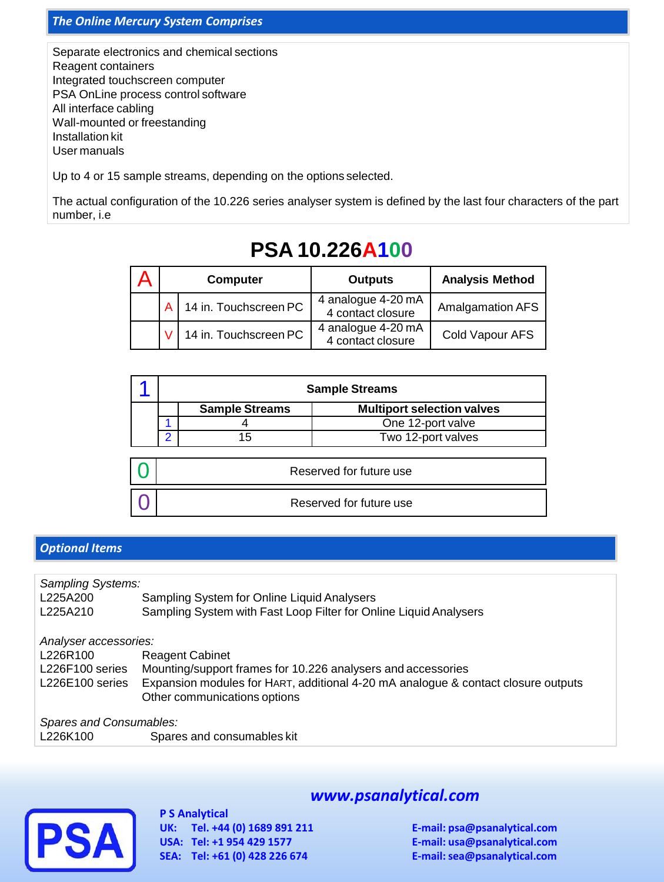## The Online Mercury System Comprises

Separate electronics and chemical sections
Reagent containers
Integrated touchscreen computer
PSA OnLine process control software
All interface cabling
Wall-mounted or freestanding
Installation kit
User manuals

Up to 4 or 15 sample streams, depending on the options selected.

The actual configuration of the 10.226 series analyser system is defined by the last four characters of the part number, i.e

# PSA 10.226A100

| A | | Computer | Outputs | Analysis Method |
|---|---|---|---|---|
| | A | 14 in. Touchscreen PC | 4 analogue 4-20 mA<br>4 contact closure | Amalgamation AFS |
| | V | 14 in. Touchscreen PC | 4 analogue 4-20 mA<br>4 contact closure | Cold Vapour AFS |

| 1 | Sample Streams | | |
|---|---|---|---|
| | | Sample Streams | Multiport selection valves |
| | 1 | 4 | One 12-port valve |
| | 2 | 15 | Two 12-port valves |

| 0 | Reserved for future use |
|---|---|

| 0 | Reserved for future use |
|---|---|

## Optional Items

*Sampling Systems:*

| | |
|---|---|
| L225A200 | Sampling System for Online Liquid Analysers |
| L225A210 | Sampling System with Fast Loop Filter for Online Liquid Analysers |

*Analyser accessories:*

| | |
|---|---|
| L226R100 | Reagent Cabinet |
| L226F100 series | Mounting/support frames for 10.226 analysers and accessories |
| L226E100 series | Expansion modules for HART, additional 4-20 mA analogue & contact closure outputs<br>Other communications options |

*Spares and Consumables:*

| | |
|---|---|
| L226K100 | Spares and consumables kit |

**www.psanalytical.com**

**P S Analytical**

**UK: Tel. +44 (0) 1689 891 211** — **E-mail: psa@psanalytical.com**
**USA: Tel: +1 954 429 1577** — **E-mail: usa@psanalytical.com**
**SEA: Tel: +61 (0) 428 226 674** — **E-mail: sea@psanalytical.com**